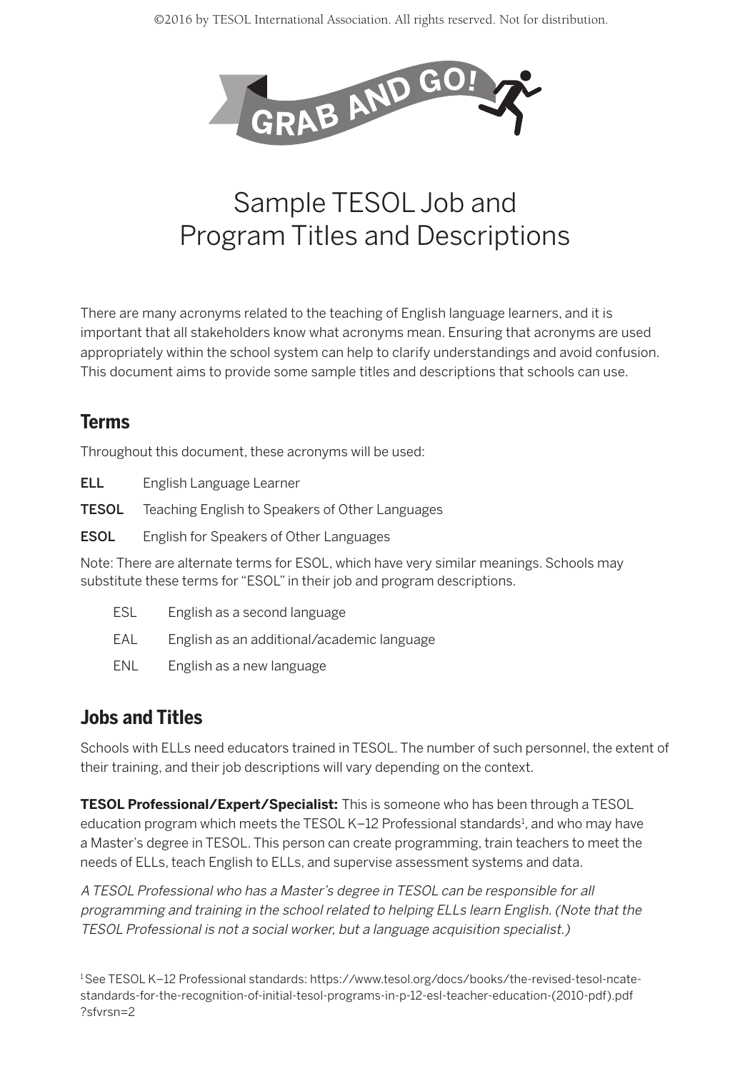# Sample TESOL Job and Program Titles and Descriptions

There are many acronyms related to the teaching of English language learners, and it is important that all stakeholders know what acronyms mean. Ensuring that acronyms are used appropriately within the school system can help to clarify understandings and avoid confusion. This document aims to provide some sample titles and descriptions that schools can use.

## Terms

Throughout this document, these acronyms will be used:

**ELL** English Language Learner

**TESOL** Teaching English to Speakers of Other Languages

**ESOL** English for Speakers of Other Languages

Note: There are alternate terms for ESOL, which have very similar meanings. Schools may substitute these terms for "ESOL" in their job and program descriptions.

- ESL English as a second language
- EAL English as an additional/academic language
- ENL English as a new language

## Jobs and Titles

Schools with ELLs need educators trained in TESOL. The number of such personnel, the extent of their training, and their job descriptions will vary depending on the context.

**TESOL Professional/Expert/Specialist:** This is someone who has been through a TESOL education program which meets the TESOL K–12 Professional standards[1], and who may have a Master's degree in TESOL. This person can create programming, train teachers to meet the needs of ELLs, teach English to ELLs, and supervise assessment systems and data.

*A TESOL Professional who has a Master's degree in TESOL can be responsible for all programming and training in the school related to helping ELLs learn English. (Note that the TESOL Professional is not a social worker, but a language acquisition specialist.)*

[1] See TESOL K–12 Professional standards: https://www.tesol.org/docs/books/the-revised-tesol-ncate-standards-for-the-recognition-of-initial-tesol-programs-in-p-12-esl-teacher-education-(2010-pdf).pdf?sfvrsn=2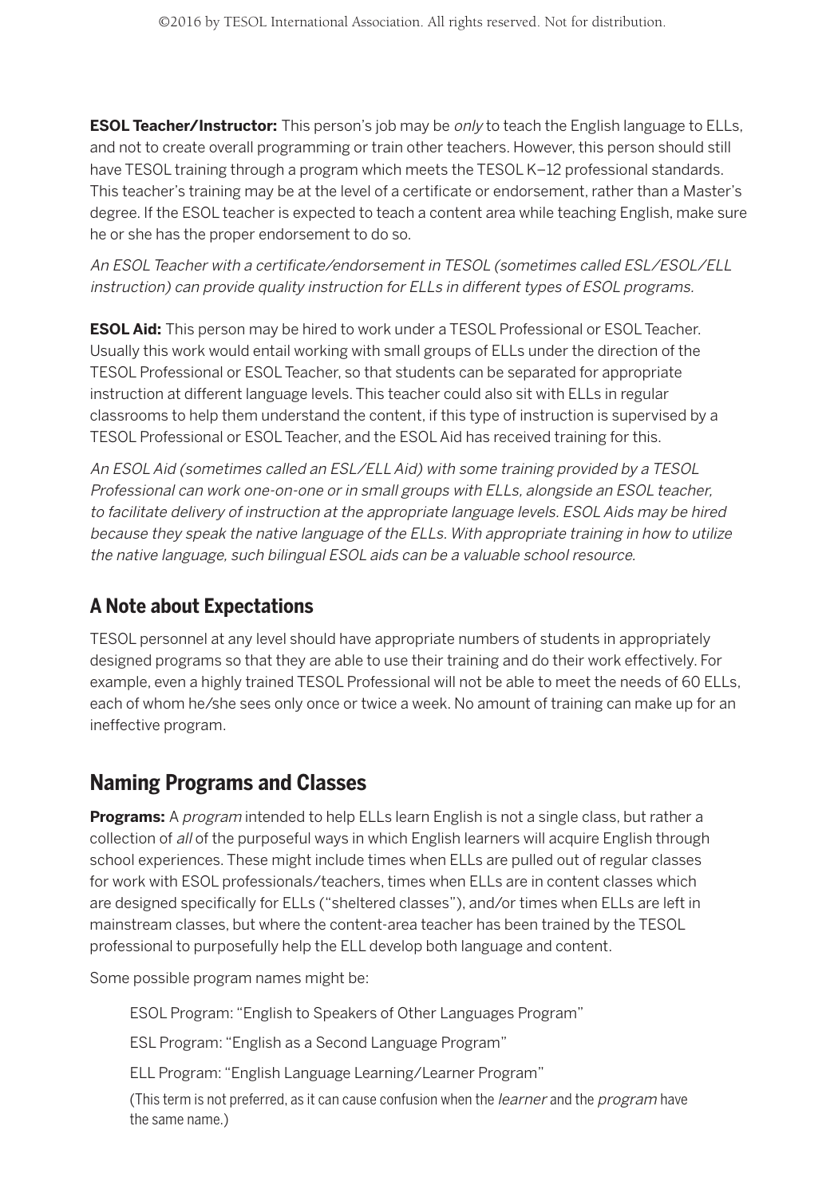**ESOL Teacher/Instructor:** This person's job may be *only* to teach the English language to ELLs, and not to create overall programming or train other teachers. However, this person should still have TESOL training through a program which meets the TESOL K–12 professional standards. This teacher's training may be at the level of a certificate or endorsement, rather than a Master's degree. If the ESOL teacher is expected to teach a content area while teaching English, make sure he or she has the proper endorsement to do so.

*An ESOL Teacher with a certificate/endorsement in TESOL (sometimes called ESL/ESOL/ELL instruction) can provide quality instruction for ELLs in different types of ESOL programs.*

**ESOL Aid:** This person may be hired to work under a TESOL Professional or ESOL Teacher. Usually this work would entail working with small groups of ELLs under the direction of the TESOL Professional or ESOL Teacher, so that students can be separated for appropriate instruction at different language levels. This teacher could also sit with ELLs in regular classrooms to help them understand the content, if this type of instruction is supervised by a TESOL Professional or ESOL Teacher, and the ESOL Aid has received training for this.

*An ESOL Aid (sometimes called an ESL/ELL Aid) with some training provided by a TESOL Professional can work one-on-one or in small groups with ELLs, alongside an ESOL teacher, to facilitate delivery of instruction at the appropriate language levels. ESOL Aids may be hired because they speak the native language of the ELLs. With appropriate training in how to utilize the native language, such bilingual ESOL aids can be a valuable school resource.*

## A Note about Expectations

TESOL personnel at any level should have appropriate numbers of students in appropriately designed programs so that they are able to use their training and do their work effectively. For example, even a highly trained TESOL Professional will not be able to meet the needs of 60 ELLs, each of whom he/she sees only once or twice a week. No amount of training can make up for an ineffective program.

## Naming Programs and Classes

**Programs:** A *program* intended to help ELLs learn English is not a single class, but rather a collection of *all* of the purposeful ways in which English learners will acquire English through school experiences. These might include times when ELLs are pulled out of regular classes for work with ESOL professionals/teachers, times when ELLs are in content classes which are designed specifically for ELLs ("sheltered classes"), and/or times when ELLs are left in mainstream classes, but where the content-area teacher has been trained by the TESOL professional to purposefully help the ELL develop both language and content.

Some possible program names might be:

ESOL Program: "English to Speakers of Other Languages Program"

ESL Program: "English as a Second Language Program"

ELL Program: "English Language Learning/Learner Program"

(This term is not preferred, as it can cause confusion when the *learner* and the *program* have the same name.)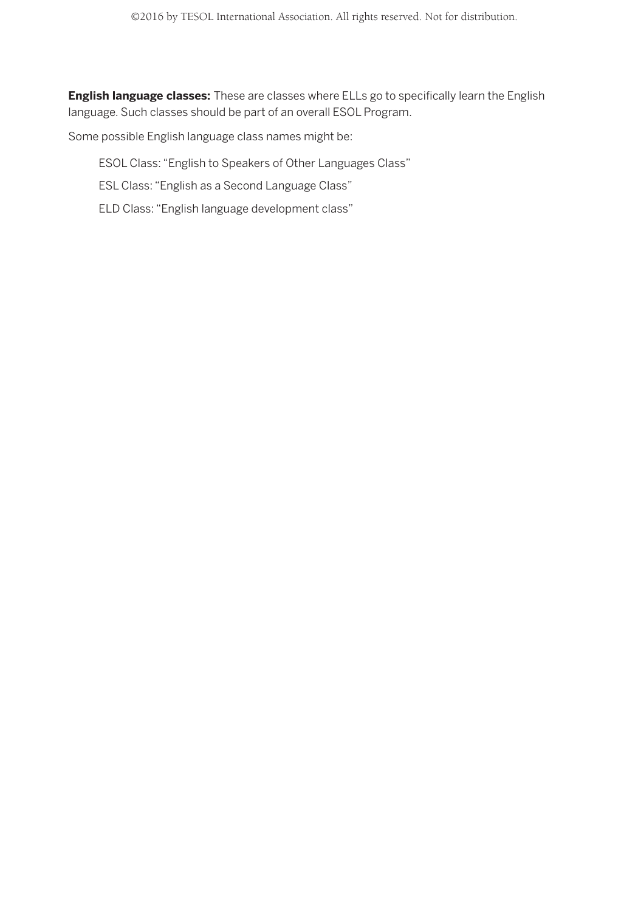**English language classes:** These are classes where ELLs go to specifically learn the English language. Such classes should be part of an overall ESOL Program.

Some possible English language class names might be:

ESOL Class: "English to Speakers of Other Languages Class"

ESL Class: "English as a Second Language Class"

ELD Class: "English language development class"